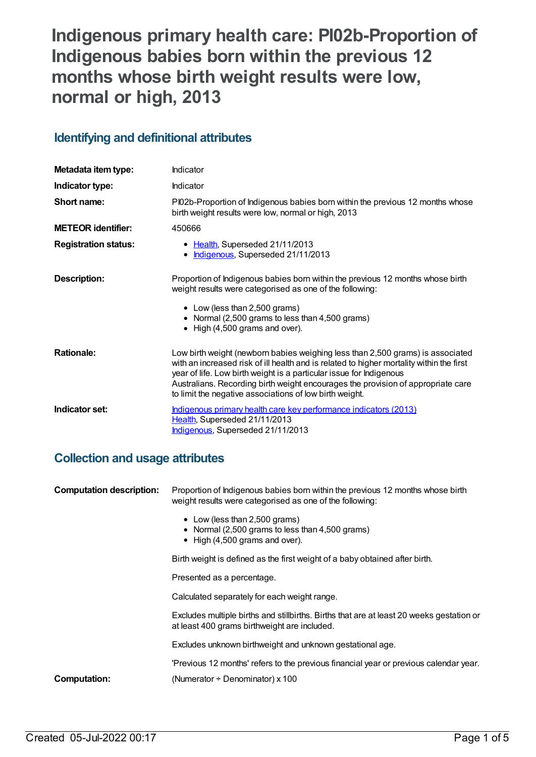# Indigenous primary health care: PI02b-Proportion of Indigenous babies born within the previous 12 months whose birth weight results were low, normal or high, 2013

## Identifying and definitional attributes

| | |
|---|---|
| **Metadata item type:** | Indicator |
| **Indicator type:** | Indicator |
| **Short name:** | PI02b-Proportion of Indigenous babies born within the previous 12 months whose birth weight results were low, normal or high, 2013 |
| **METEOR identifier:** | 450666 |
| **Registration status:** | • Health, Superseded 21/11/2013<br>• Indigenous, Superseded 21/11/2013 |
| **Description:** | Proportion of Indigenous babies born within the previous 12 months whose birth weight results were categorised as one of the following:<br>• Low (less than 2,500 grams)<br>• Normal (2,500 grams to less than 4,500 grams)<br>• High (4,500 grams and over). |
| **Rationale:** | Low birth weight (newborn babies weighing less than 2,500 grams) is associated with an increased risk of ill health and is related to higher mortality within the first year of life. Low birth weight is a particular issue for Indigenous Australians. Recording birth weight encourages the provision of appropriate care to limit the negative associations of low birth weight. |
| **Indicator set:** | Indigenous primary health care key performance indicators (2013)<br>Health, Superseded 21/11/2013<br>Indigenous, Superseded 21/11/2013 |

## Collection and usage attributes

| | |
|---|---|
| **Computation description:** | Proportion of Indigenous babies born within the previous 12 months whose birth weight results were categorised as one of the following:<br>• Low (less than 2,500 grams)<br>• Normal (2,500 grams to less than 4,500 grams)<br>• High (4,500 grams and over).<br><br>Birth weight is defined as the first weight of a baby obtained after birth.<br><br>Presented as a percentage.<br><br>Calculated separately for each weight range.<br><br>Excludes multiple births and stillbirths. Births that are at least 20 weeks gestation or at least 400 grams birthweight are included.<br><br>Excludes unknown birthweight and unknown gestational age.<br><br>'Previous 12 months' refers to the previous financial year or previous calendar year. |
| **Computation:** | (Numerator ÷ Denominator) x 100 |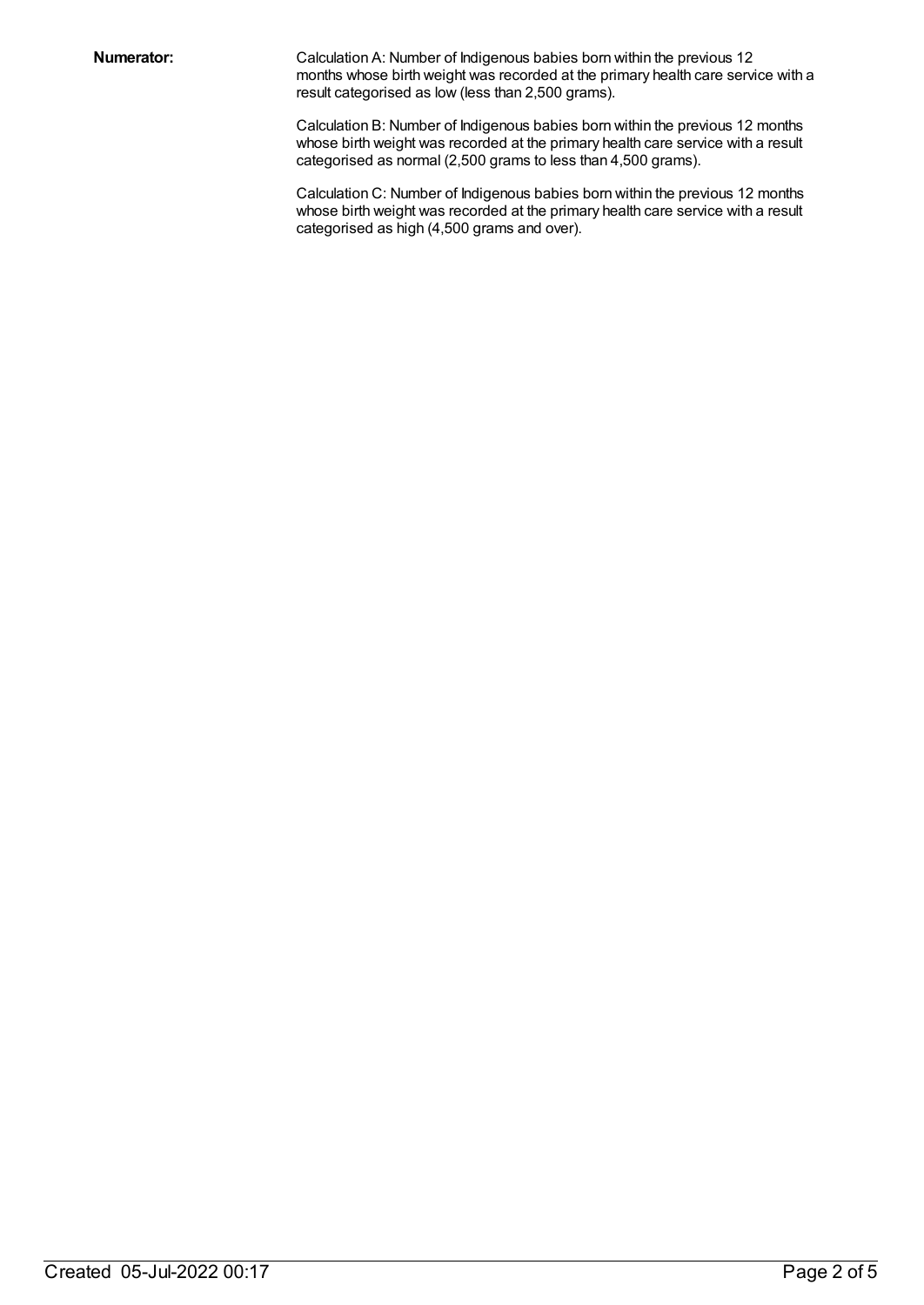**Numerator:**

Calculation A: Number of Indigenous babies born within the previous 12 months whose birth weight was recorded at the primary health care service with a result categorised as low (less than 2,500 grams).

Calculation B: Number of Indigenous babies born within the previous 12 months whose birth weight was recorded at the primary health care service with a result categorised as normal (2,500 grams to less than 4,500 grams).

Calculation C: Number of Indigenous babies born within the previous 12 months whose birth weight was recorded at the primary health care service with a result categorised as high (4,500 grams and over).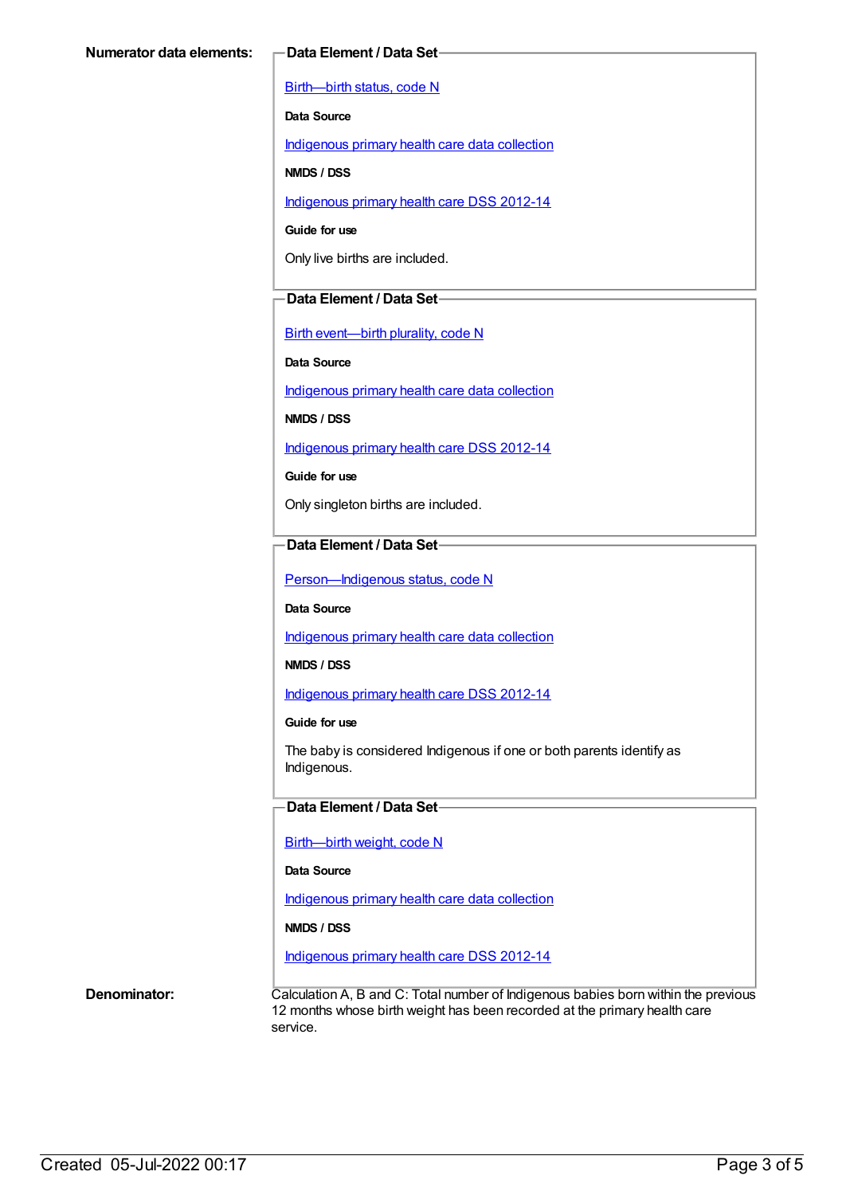**Numerator data elements:**

**Data Element / Data Set**

Birth—birth status, code N

**Data Source**

Indigenous primary health care data collection

**NMDS / DSS**

Indigenous primary health care DSS 2012-14

**Guide for use**

Only live births are included.

**Data Element / Data Set**

Birth event—birth plurality, code N

**Data Source**

Indigenous primary health care data collection

**NMDS / DSS**

Indigenous primary health care DSS 2012-14

**Guide for use**

Only singleton births are included.

**Data Element / Data Set**

Person—Indigenous status, code N

**Data Source**

Indigenous primary health care data collection

**NMDS / DSS**

Indigenous primary health care DSS 2012-14

**Guide for use**

The baby is considered Indigenous if one or both parents identify as Indigenous.

**Data Element / Data Set**

Birth—birth weight, code N

**Data Source**

Indigenous primary health care data collection

**NMDS / DSS**

Indigenous primary health care DSS 2012-14

**Denominator:**

Calculation A, B and C: Total number of Indigenous babies born within the previous 12 months whose birth weight has been recorded at the primary health care service.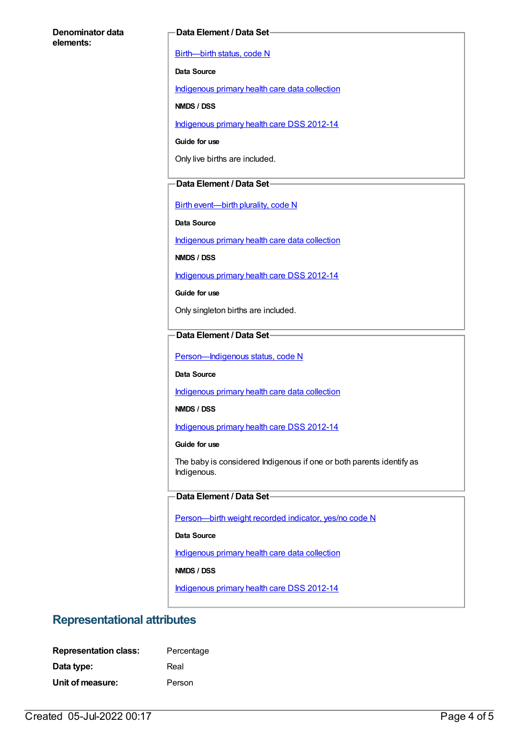**Denominator data elements:**

**Data Element / Data Set**

Birth—birth status, code N

**Data Source**

Indigenous primary health care data collection

**NMDS / DSS**

Indigenous primary health care DSS 2012-14

**Guide for use**

Only live births are included.

**Data Element / Data Set**

Birth event—birth plurality, code N

**Data Source**

Indigenous primary health care data collection

**NMDS / DSS**

Indigenous primary health care DSS 2012-14

**Guide for use**

Only singleton births are included.

**Data Element / Data Set**

Person—Indigenous status, code N

**Data Source**

Indigenous primary health care data collection

**NMDS / DSS**

Indigenous primary health care DSS 2012-14

**Guide for use**

The baby is considered Indigenous if one or both parents identify as Indigenous.

**Data Element / Data Set**

Person—birth weight recorded indicator, yes/no code N

**Data Source**

Indigenous primary health care data collection

**NMDS / DSS**

Indigenous primary health care DSS 2012-14

## Representational attributes

**Representation class:** Percentage

**Data type:** Real

**Unit of measure:** Person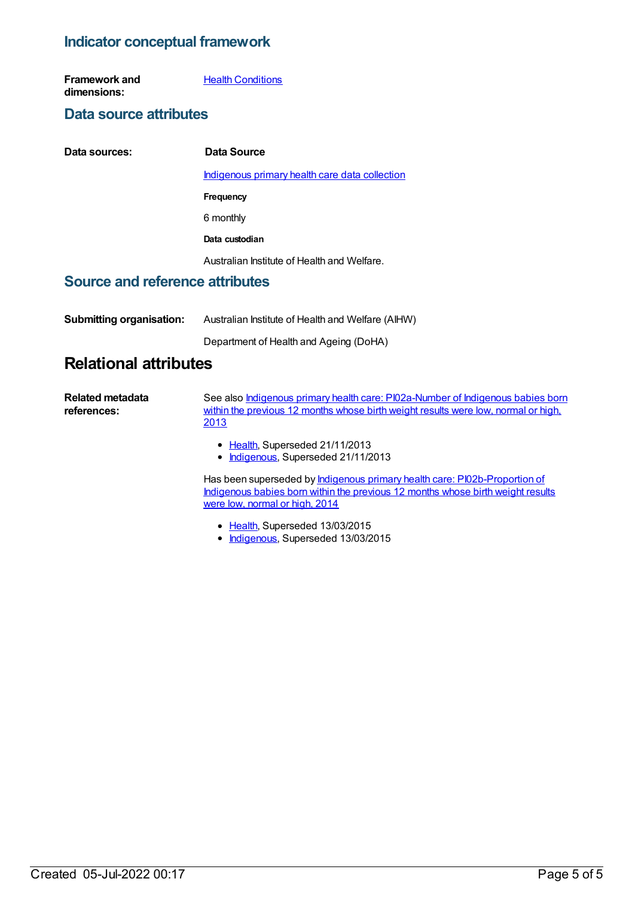## Indicator conceptual framework

**Framework and dimensions:** Health Conditions

## Data source attributes

**Data sources:**

**Data Source**

Indigenous primary health care data collection

**Frequency**

6 monthly

**Data custodian**

Australian Institute of Health and Welfare.

## Source and reference attributes

**Submitting organisation:** Australian Institute of Health and Welfare (AIHW)

Department of Health and Ageing (DoHA)

# Relational attributes

**Related metadata references:**

See also Indigenous primary health care: PI02a-Number of Indigenous babies born within the previous 12 months whose birth weight results were low, normal or high, 2013

- Health, Superseded 21/11/2013
- Indigenous, Superseded 21/11/2013

Has been superseded by Indigenous primary health care: PI02b-Proportion of Indigenous babies born within the previous 12 months whose birth weight results were low, normal or high, 2014

- Health, Superseded 13/03/2015
- Indigenous, Superseded 13/03/2015